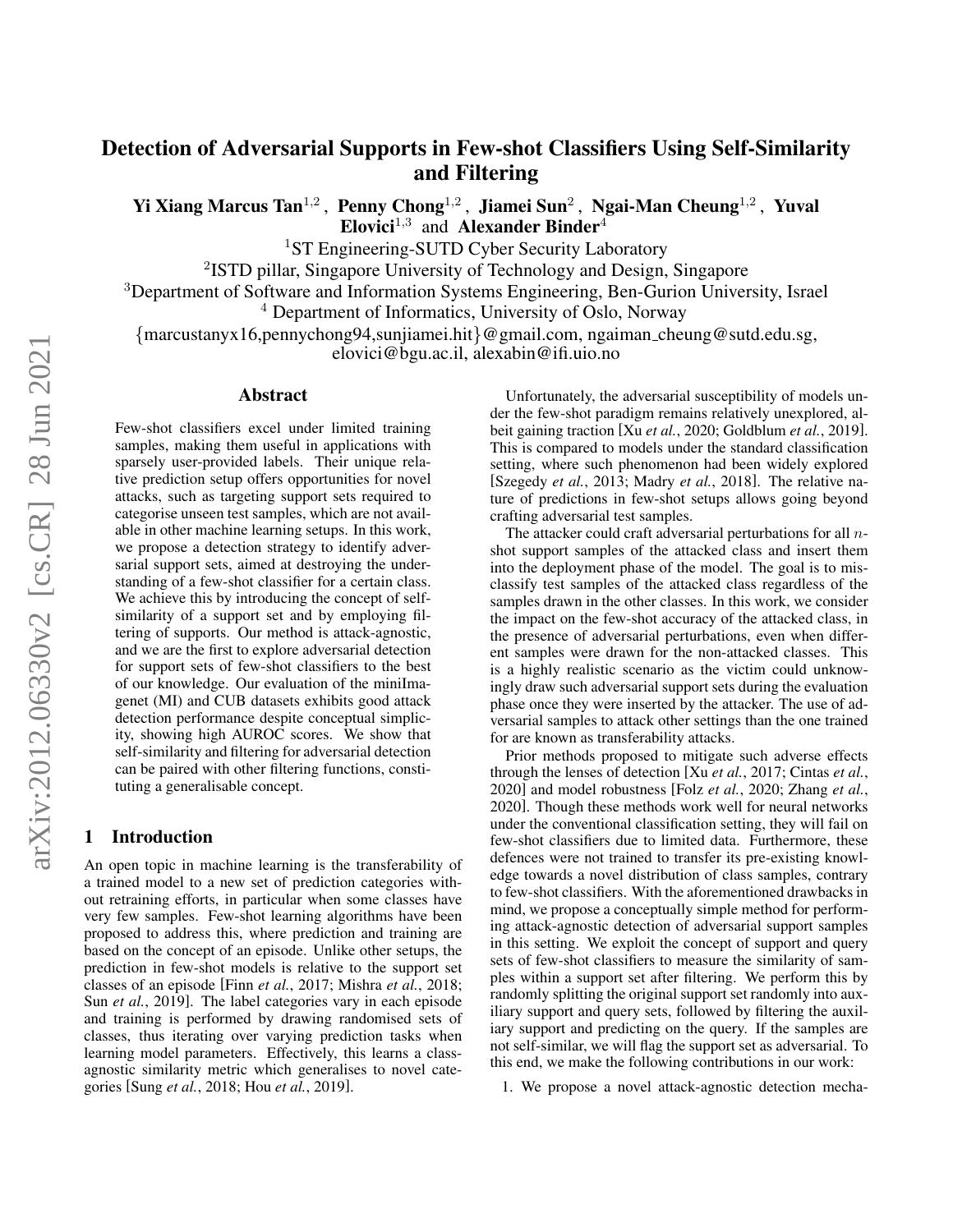# Detection of Adversarial Supports in Few-shot Classifiers Using Self-Similarity and Filtering

**Yi Xiang Marcus Tan**[1,2], **Penny Chong**[1,2], **Jiamei Sun**[2], **Ngai-Man Cheung**[1,2], **Yuval Elovici**[1,3] and **Alexander Binder**[4]

[1]ST Engineering-SUTD Cyber Security Laboratory
[2]ISTD pillar, Singapore University of Technology and Design, Singapore
[3]Department of Software and Information Systems Engineering, Ben-Gurion University, Israel
[4] Department of Informatics, University of Oslo, Norway
{marcustanyx16,pennychong94,sunjiamei.hit}@gmail.com, ngaiman_cheung@sutd.edu.sg, elovici@bgu.ac.il, alexabin@ifi.uio.no

## Abstract

Few-shot classifiers excel under limited training samples, making them useful in applications with sparsely user-provided labels. Their unique relative prediction setup offers opportunities for novel attacks, such as targeting support sets required to categorise unseen test samples, which are not available in other machine learning setups. In this work, we propose a detection strategy to identify adversarial support sets, aimed at destroying the understanding of a few-shot classifier for a certain class. We achieve this by introducing the concept of self-similarity of a support set and by employing filtering of supports. Our method is attack-agnostic, and we are the first to explore adversarial detection for support sets of few-shot classifiers to the best of our knowledge. Our evaluation of the miniImagenet (MI) and CUB datasets exhibits good attack detection performance despite conceptual simplicity, showing high AUROC scores. We show that self-similarity and filtering for adversarial detection can be paired with other filtering functions, constituting a generalisable concept.

## 1 Introduction

An open topic in machine learning is the transferability of a trained model to a new set of prediction categories without retraining efforts, in particular when some classes have very few samples. Few-shot learning algorithms have been proposed to address this, where prediction and training are based on the concept of an episode. Unlike other setups, the prediction in few-shot models is relative to the support set classes of an episode [Finn *et al.*, 2017; Mishra *et al.*, 2018; Sun *et al.*, 2019]. The label categories vary in each episode and training is performed by drawing randomised sets of classes, thus iterating over varying prediction tasks when learning model parameters. Effectively, this learns a class-agnostic similarity metric which generalises to novel categories [Sung *et al.*, 2018; Hou *et al.*, 2019].

Unfortunately, the adversarial susceptibility of models under the few-shot paradigm remains relatively unexplored, albeit gaining traction [Xu *et al.*, 2020; Goldblum *et al.*, 2019]. This is compared to models under the standard classification setting, where such phenomenon had been widely explored [Szegedy *et al.*, 2013; Madry *et al.*, 2018]. The relative nature of predictions in few-shot setups allows going beyond crafting adversarial test samples.

The attacker could craft adversarial perturbations for all $n$-shot support samples of the attacked class and insert them into the deployment phase of the model. The goal is to misclassify test samples of the attacked class regardless of the samples drawn in the other classes. In this work, we consider the impact on the few-shot accuracy of the attacked class, in the presence of adversarial perturbations, even when different samples were drawn for the non-attacked classes. This is a highly realistic scenario as the victim could unknowingly draw such adversarial support sets during the evaluation phase once they were inserted by the attacker. The use of adversarial samples to attack other settings than the one trained for are known as transferability attacks.

Prior methods proposed to mitigate such adverse effects through the lenses of detection [Xu *et al.*, 2017; Cintas *et al.*, 2020] and model robustness [Folz *et al.*, 2020; Zhang *et al.*, 2020]. Though these methods work well for neural networks under the conventional classification setting, they will fail on few-shot classifiers due to limited data. Furthermore, these defences were not trained to transfer its pre-existing knowledge towards a novel distribution of class samples, contrary to few-shot classifiers. With the aforementioned drawbacks in mind, we propose a conceptually simple method for performing attack-agnostic detection of adversarial support samples in this setting. We exploit the concept of support and query sets of few-shot classifiers to measure the similarity of samples within a support set after filtering. We perform this by randomly splitting the original support set randomly into auxiliary support and query sets, followed by filtering the auxiliary support and predicting on the query. If the samples are not self-similar, we will flag the support set as adversarial. To this end, we make the following contributions in our work:

1. We propose a novel attack-agnostic detection mecha-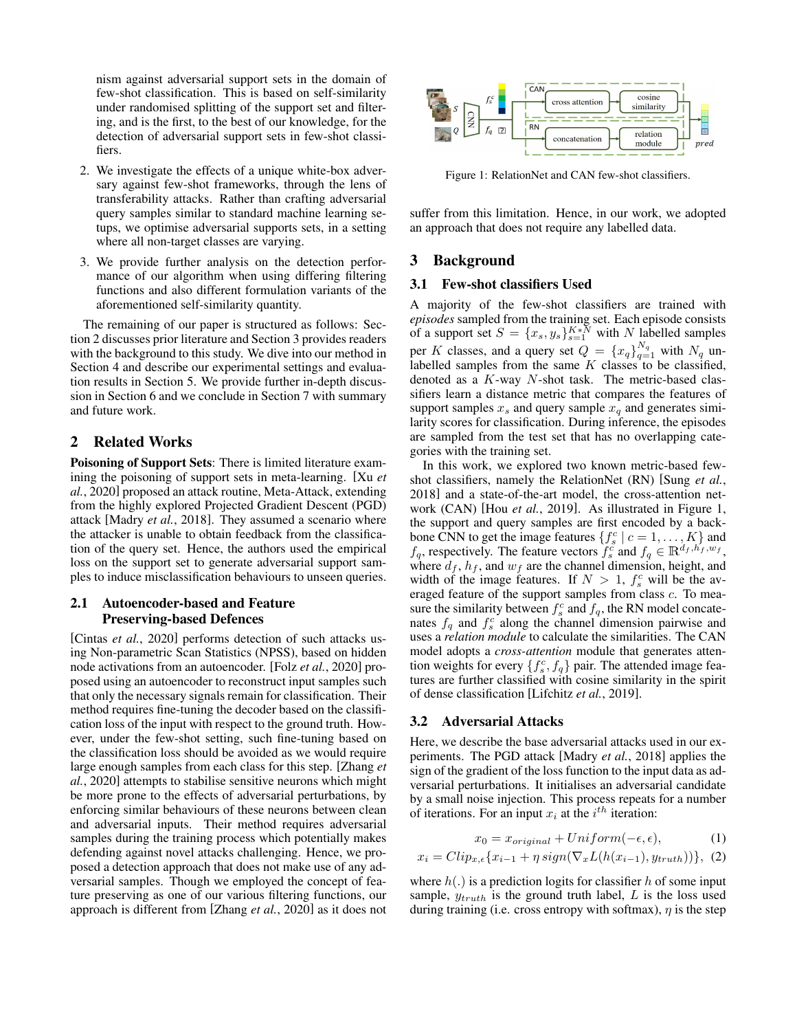nism against adversarial support sets in the domain of few-shot classification. This is based on self-similarity under randomised splitting of the support set and filtering, and is the first, to the best of our knowledge, for the detection of adversarial support sets in few-shot classifiers.

2. We investigate the effects of a unique white-box adversary against few-shot frameworks, through the lens of transferability attacks. Rather than crafting adversarial query samples similar to standard machine learning setups, we optimise adversarial supports sets, in a setting where all non-target classes are varying.
3. We provide further analysis on the detection performance of our algorithm when using differing filtering functions and also different formulation variants of the aforementioned self-similarity quantity.

The remaining of our paper is structured as follows: Section 2 discusses prior literature and Section 3 provides readers with the background to this study. We dive into our method in Section 4 and describe our experimental settings and evaluation results in Section 5. We provide further in-depth discussion in Section 6 and we conclude in Section 7 with summary and future work.

## 2 Related Works

**Poisoning of Support Sets**: There is limited literature examining the poisoning of support sets in meta-learning. [Xu *et al.*, 2020] proposed an attack routine, Meta-Attack, extending from the highly explored Projected Gradient Descent (PGD) attack [Madry *et al.*, 2018]. They assumed a scenario where the attacker is unable to obtain feedback from the classification of the query set. Hence, the authors used the empirical loss on the support set to generate adversarial support samples to induce misclassification behaviours to unseen queries.

### 2.1 Autoencoder-based and Feature Preserving-based Defences

[Cintas *et al.*, 2020] performs detection of such attacks using Non-parametric Scan Statistics (NPSS), based on hidden node activations from an autoencoder. [Folz *et al.*, 2020] proposed using an autoencoder to reconstruct input samples such that only the necessary signals remain for classification. Their method requires fine-tuning the decoder based on the classification loss of the input with respect to the ground truth. However, under the few-shot setting, such fine-tuning based on the classification loss should be avoided as we would require large enough samples from each class for this step. [Zhang *et al.*, 2020] attempts to stabilise sensitive neurons which might be more prone to the effects of adversarial perturbations, by enforcing similar behaviours of these neurons between clean and adversarial inputs. Their method requires adversarial samples during the training process which potentially makes defending against novel attacks challenging. Hence, we proposed a detection approach that does not make use of any adversarial samples. Though we employed the concept of feature preserving as one of our various filtering functions, our approach is different from [Zhang *et al.*, 2020] as it does not suffer from this limitation. Hence, in our work, we adopted an approach that does not require any labelled data.

Figure 1: RelationNet and CAN few-shot classifiers.

## 3 Background

### 3.1 Few-shot classifiers Used

A majority of the few-shot classifiers are trained with *episodes* sampled from the training set. Each episode consists of a support set $S = \{x_s, y_s\}_{s=1}^{K*N}$ with $N$ labelled samples per $K$ classes, and a query set $Q = \{x_q\}_{q=1}^{N_q}$ with $N_q$ unlabelled samples from the same $K$ classes to be classified, denoted as a $K$-way $N$-shot task. The metric-based classifiers learn a distance metric that compares the features of support samples $x_s$ and query sample $x_q$ and generates similarity scores for classification. During inference, the episodes are sampled from the test set that has no overlapping categories with the training set.

In this work, we explored two known metric-based few-shot classifiers, namely the RelationNet (RN) [Sung *et al.*, 2018] and a state-of-the-art model, the cross-attention network (CAN) [Hou *et al.*, 2019]. As illustrated in Figure 1, the support and query samples are first encoded by a backbone CNN to get the image features $\{f_s^c \mid c = 1, \ldots, K\}$ and $f_q$, respectively. The feature vectors $f_s^c$ and $f_q \in \mathbb{R}^{d_f, h_f, w_f}$, where $d_f$, $h_f$, and $w_f$ are the channel dimension, height, and width of the image features. If $N > 1$, $f_s^c$ will be the averaged feature of the support samples from class $c$. To measure the similarity between $f_s^c$ and $f_q$, the RN model concatenates $f_q$ and $f_s^c$ along the channel dimension pairwise and uses a *relation module* to calculate the similarities. The CAN model adopts a *cross-attention* module that generates attention weights for every $\{f_s^c, f_q\}$ pair. The attended image features are further classified with cosine similarity in the spirit of dense classification [Lifchitz *et al.*, 2019].

### 3.2 Adversarial Attacks

Here, we describe the base adversarial attacks used in our experiments. The PGD attack [Madry *et al.*, 2018] applies the sign of the gradient of the loss function to the input data as adversarial perturbations. It initialises an adversarial candidate by a small noise injection. This process repeats for a number of iterations. For an input $x_i$ at the $i^{th}$ iteration:

$$x_0 = x_{original} + Uniform(-\epsilon, \epsilon), \quad (1)$$

$$x_i = Clip_{x,\epsilon}\{x_{i-1} + \eta \, sign(\nabla_x L(h(x_{i-1}), y_{truth}))\}, \quad (2)$$

where $h(.)$ is a prediction logits for classifier $h$ of some input sample, $y_{truth}$ is the ground truth label, $L$ is the loss used during training (i.e. cross entropy with softmax), $\eta$ is the step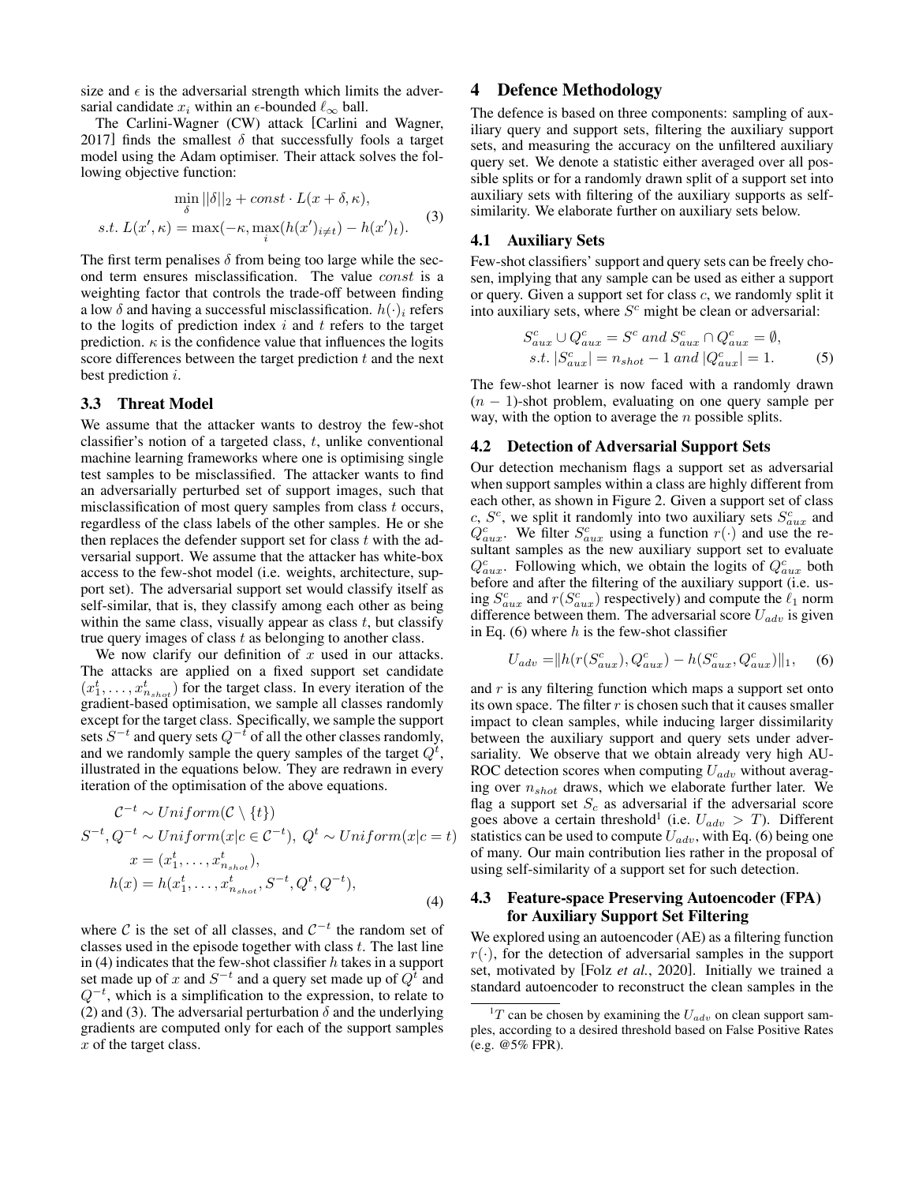size and $\epsilon$ is the adversarial strength which limits the adversarial candidate $x_i$ within an $\epsilon$-bounded $\ell_\infty$ ball.

The Carlini-Wagner (CW) attack [Carlini and Wagner, 2017] finds the smallest $\delta$ that successfully fools a target model using the Adam optimiser. Their attack solves the following objective function:

$$\min_{\delta} ||\delta||_2 + const \cdot L(x + \delta, \kappa),$$
$$s.t.\ L(x', \kappa) = \max(-\kappa, \max_{i}(h(x')_{i \neq t}) - h(x')_t). \tag{3}$$

The first term penalises $\delta$ from being too large while the second term ensures misclassification. The value $const$ is a weighting factor that controls the trade-off between finding a low $\delta$ and having a successful misclassification. $h(\cdot)_i$ refers to the logits of prediction index $i$ and $t$ refers to the target prediction. $\kappa$ is the confidence value that influences the logits score differences between the target prediction $t$ and the next best prediction $i$.

### 3.3 Threat Model

We assume that the attacker wants to destroy the few-shot classifier's notion of a targeted class, $t$, unlike conventional machine learning frameworks where one is optimising single test samples to be misclassified. The attacker wants to find an adversarially perturbed set of support images, such that misclassification of most query samples from class $t$ occurs, regardless of the class labels of the other samples. He or she then replaces the defender support set for class $t$ with the adversarial support. We assume that the attacker has white-box access to the few-shot model (i.e. weights, architecture, support set). The adversarial support set would classify itself as self-similar, that is, they classify among each other as being within the same class, visually appear as class $t$, but classify true query images of class $t$ as belonging to another class.

We now clarify our definition of $x$ used in our attacks. The attacks are applied on a fixed support set candidate $(x_1^t, \ldots, x_{n_{shot}}^t)$ for the target class. In every iteration of the gradient-based optimisation, we sample all classes randomly except for the target class. Specifically, we sample the support sets $S^{-t}$ and query sets $Q^{-t}$ of all the other classes randomly, and we randomly sample the query samples of the target $Q^t$, illustrated in the equations below. They are redrawn in every iteration of the optimisation of the above equations.

$$\mathcal{C}^{-t} \sim Uniform(\mathcal{C} \setminus \{t\})$$
$$S^{-t}, Q^{-t} \sim Uniform(x|c \in \mathcal{C}^{-t}),\ Q^t \sim Uniform(x|c = t)$$
$$x = (x_1^t, \ldots, x_{n_{shot}}^t),$$
$$h(x) = h(x_1^t, \ldots, x_{n_{shot}}^t, S^{-t}, Q^t, Q^{-t}), \tag{4}$$

where $\mathcal{C}$ is the set of all classes, and $\mathcal{C}^{-t}$ the random set of classes used in the episode together with class $t$. The last line in (4) indicates that the few-shot classifier $h$ takes in a support set made up of $x$ and $S^{-t}$ and a query set made up of $Q^t$ and $Q^{-t}$, which is a simplification to the expression, to relate to (2) and (3). The adversarial perturbation $\delta$ and the underlying gradients are computed only for each of the support samples $x$ of the target class.

## 4 Defence Methodology

The defence is based on three components: sampling of auxiliary query and support sets, filtering the auxiliary support sets, and measuring the accuracy on the unfiltered auxiliary query set. We denote a statistic either averaged over all possible splits or for a randomly drawn split of a support set into auxiliary sets with filtering of the auxiliary supports as self-similarity. We elaborate further on auxiliary sets below.

### 4.1 Auxiliary Sets

Few-shot classifiers' support and query sets can be freely chosen, implying that any sample can be used as either a support or query. Given a support set for class $c$, we randomly split it into auxiliary sets, where $S^c$ might be clean or adversarial:

$$S_{aux}^c \cup Q_{aux}^c = S^c \ and\ S_{aux}^c \cap Q_{aux}^c = \emptyset,$$
$$s.t.\ |S_{aux}^c| = n_{shot} - 1 \ and\ |Q_{aux}^c| = 1. \tag{5}$$

The few-shot learner is now faced with a randomly drawn $(n-1)$-shot problem, evaluating on one query sample per way, with the option to average the $n$ possible splits.

### 4.2 Detection of Adversarial Support Sets

Our detection mechanism flags a support set as adversarial when support samples within a class are highly different from each other, as shown in Figure 2. Given a support set of class $c$, $S^c$, we split it randomly into two auxiliary sets $S_{aux}^c$ and $Q_{aux}^c$. We filter $S_{aux}^c$ using a function $r(\cdot)$ and use the resultant samples as the new auxiliary support set to evaluate $Q_{aux}^c$. Following which, we obtain the logits of $Q_{aux}^c$ both before and after the filtering of the auxiliary support (i.e. using $S_{aux}^c$ and $r(S_{aux}^c)$ respectively) and compute the $\ell_1$ norm difference between them. The adversarial score $U_{adv}$ is given in Eq. (6) where $h$ is the few-shot classifier

$$U_{adv} = \| h(r(S_{aux}^c), Q_{aux}^c) - h(S_{aux}^c, Q_{aux}^c) \|_1, \tag{6}$$

and $r$ is any filtering function which maps a support set onto its own space. The filter $r$ is chosen such that it causes smaller impact to clean samples, while inducing larger dissimilarity between the auxiliary support and query sets under adversariality. We observe that we obtain already very high AUROC detection scores when computing $U_{adv}$ without averaging over $n_{shot}$ draws, which we elaborate further later. We flag a support set $S_c$ as adversarial if the adversarial score goes above a certain threshold[1] (i.e. $U_{adv} > T$). Different statistics can be used to compute $U_{adv}$, with Eq. (6) being one of many. Our main contribution lies rather in the proposal of using self-similarity of a support set for such detection.

### 4.3 Feature-space Preserving Autoencoder (FPA) for Auxiliary Support Set Filtering

We explored using an autoencoder (AE) as a filtering function $r(\cdot)$, for the detection of adversarial samples in the support set, motivated by [Folz *et al.*, 2020]. Initially we trained a standard autoencoder to reconstruct the clean samples in the

[1] $T$ can be chosen by examining the $U_{adv}$ on clean support samples, according to a desired threshold based on False Positive Rates (e.g. @5% FPR).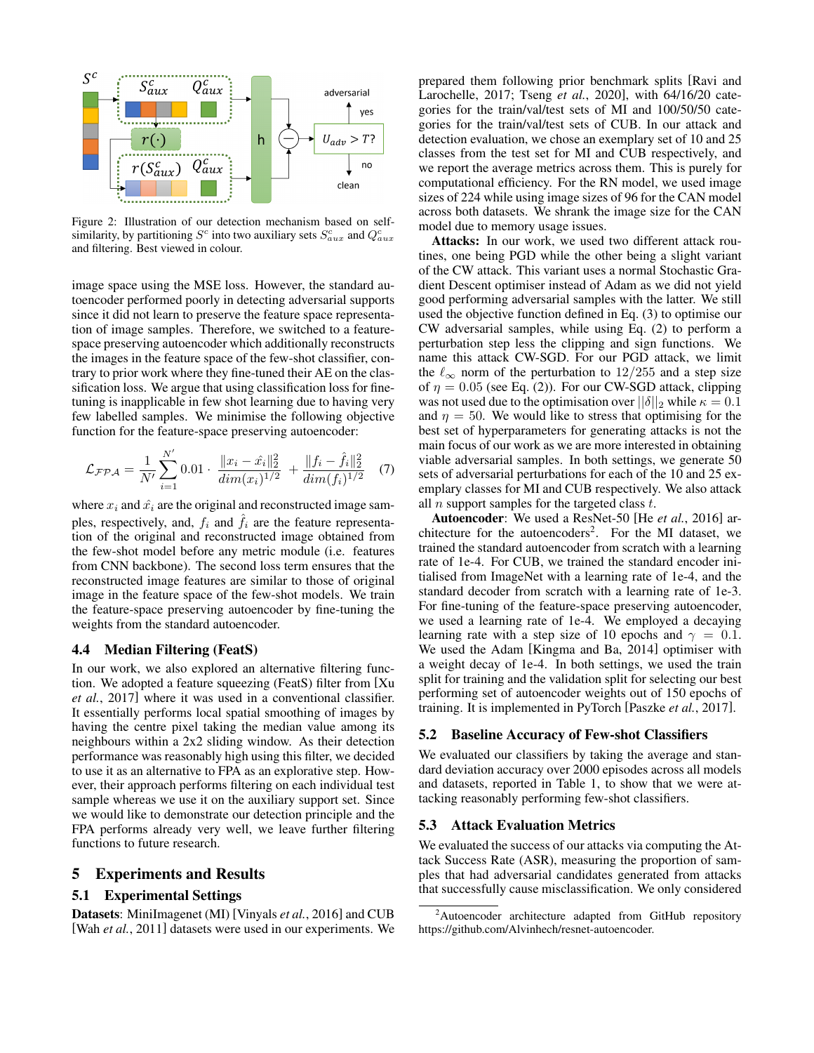Figure 2: Illustration of our detection mechanism based on self-similarity, by partitioning $S^c$ into two auxiliary sets $S^c_{aux}$ and $Q^c_{aux}$ and filtering. Best viewed in colour.

image space using the MSE loss. However, the standard autoencoder performed poorly in detecting adversarial supports since it did not learn to preserve the feature space representation of image samples. Therefore, we switched to a feature-space preserving autoencoder which additionally reconstructs the images in the feature space of the few-shot classifier, contrary to prior work where they fine-tuned their AE on the classification loss. We argue that using classification loss for fine-tuning is inapplicable in few shot learning due to having very few labelled samples. We minimise the following objective function for the feature-space preserving autoencoder:

$$\mathcal{L_{FPA}} = \frac{1}{N'} \sum_{i=1}^{N'} 0.01 \cdot \frac{\|x_i - \hat{x_i}\|_2^2}{dim(x_i)^{1/2}} + \frac{\|f_i - \hat{f_i}\|_2^2}{dim(f_i)^{1/2}} \quad (7)$$

where $x_i$ and $\hat{x_i}$ are the original and reconstructed image samples, respectively, and, $f_i$ and $\hat{f_i}$ are the feature representation of the original and reconstructed image obtained from the few-shot model before any metric module (i.e. features from CNN backbone). The second loss term ensures that the reconstructed image features are similar to those of original image in the feature space of the few-shot models. We train the feature-space preserving autoencoder by fine-tuning the weights from the standard autoencoder.

## 4.4 Median Filtering (FeatS)

In our work, we also explored an alternative filtering function. We adopted a feature squeezing (FeatS) filter from [Xu *et al.*, 2017] where it was used in a conventional classifier. It essentially performs local spatial smoothing of images by having the centre pixel taking the median value among its neighbours within a 2x2 sliding window. As their detection performance was reasonably high using this filter, we decided to use it as an alternative to FPA as an explorative step. However, their approach performs filtering on each individual test sample whereas we use it on the auxiliary support set. Since we would like to demonstrate our detection principle and the FPA performs already very well, we leave further filtering functions to future research.

# 5 Experiments and Results

## 5.1 Experimental Settings

**Datasets**: MiniImagenet (MI) [Vinyals *et al.*, 2016] and CUB [Wah *et al.*, 2011] datasets were used in our experiments. We prepared them following prior benchmark splits [Ravi and Larochelle, 2017; Tseng *et al.*, 2020], with 64/16/20 categories for the train/val/test sets of MI and 100/50/50 categories for the train/val/test sets of CUB. In our attack and detection evaluation, we chose an exemplary set of 10 and 25 classes from the test set for MI and CUB respectively, and we report the average metrics across them. This is purely for computational efficiency. For the RN model, we used image sizes of 224 while using image sizes of 96 for the CAN model across both datasets. We shrank the image size for the CAN model due to memory usage issues.

**Attacks:** In our work, we used two different attack routines, one being PGD while the other being a slight variant of the CW attack. This variant uses a normal Stochastic Gradient Descent optimiser instead of Adam as we did not yield good performing adversarial samples with the latter. We still used the objective function defined in Eq. (3) to optimise our CW adversarial samples, while using Eq. (2) to perform a perturbation step less the clipping and sign functions. We name this attack CW-SGD. For our PGD attack, we limit the $\ell_\infty$ norm of the perturbation to $12/255$ and a step size of $\eta = 0.05$ (see Eq. (2)). For our CW-SGD attack, clipping was not used due to the optimisation over $||\delta||_2$ while $\kappa = 0.1$ and $\eta = 50$. We would like to stress that optimising for the best set of hyperparameters for generating attacks is not the main focus of our work as we are more interested in obtaining viable adversarial samples. In both settings, we generate 50 sets of adversarial perturbations for each of the 10 and 25 exemplary classes for MI and CUB respectively. We also attack all $n$ support samples for the targeted class $t$.

**Autoencoder**: We used a ResNet-50 [He *et al.*, 2016] architecture for the autoencoders[2]. For the MI dataset, we trained the standard autoencoder from scratch with a learning rate of 1e-4. For CUB, we trained the standard encoder initialised from ImageNet with a learning rate of 1e-4, and the standard decoder from scratch with a learning rate of 1e-3. For fine-tuning of the feature-space preserving autoencoder, we used a learning rate of 1e-4. We employed a decaying learning rate with a step size of 10 epochs and $\gamma = 0.1$. We used the Adam [Kingma and Ba, 2014] optimiser with a weight decay of 1e-4. In both settings, we used the train split for training and the validation split for selecting our best performing set of autoencoder weights out of 150 epochs of training. It is implemented in PyTorch [Paszke *et al.*, 2017].

## 5.2 Baseline Accuracy of Few-shot Classifiers

We evaluated our classifiers by taking the average and standard deviation accuracy over 2000 episodes across all models and datasets, reported in Table 1, to show that we were attacking reasonably performing few-shot classifiers.

## 5.3 Attack Evaluation Metrics

We evaluated the success of our attacks via computing the Attack Success Rate (ASR), measuring the proportion of samples that had adversarial candidates generated from attacks that successfully cause misclassification. We only considered

[2] Autoencoder architecture adapted from GitHub repository https://github.com/Alvinhech/resnet-autoencoder.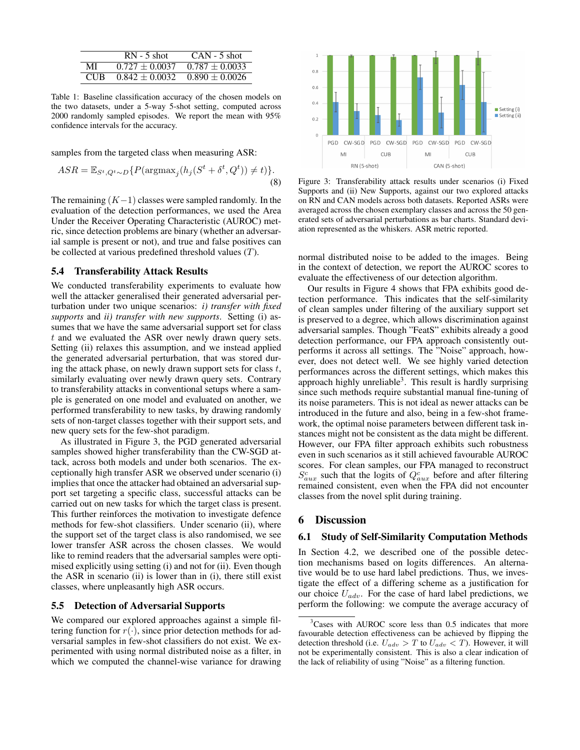|  | RN - 5 shot | CAN - 5 shot |
|---|---|---|
| MI | $0.727 \pm 0.0037$ | $0.787 \pm 0.0033$ |
| CUB | $0.842 \pm 0.0032$ | $0.890 \pm 0.0026$ |

Table 1: Baseline classification accuracy of the chosen models on the two datasets, under a 5-way 5-shot setting, computed across 2000 randomly sampled episodes. We report the mean with 95% confidence intervals for the accuracy.

samples from the targeted class when measuring ASR:

$$ASR = \mathbb{E}_{S^t, Q^t \sim D}\{P(\text{argmax}_j(h_j(S^t + \delta^t, Q^t)) \neq t)\}. \tag{8}$$

The remaining $(K-1)$ classes were sampled randomly. In the evaluation of the detection performances, we used the Area Under the Receiver Operating Characteristic (AUROC) metric, since detection problems are binary (whether an adversarial sample is present or not), and true and false positives can be collected at various predefined threshold values ($T$).

## 5.4 Transferability Attack Results

We conducted transferability experiments to evaluate how well the attacker generalised their generated adversarial perturbation under two unique scenarios: *i) transfer with fixed supports* and *ii) transfer with new supports*. Setting (i) assumes that we have the same adversarial support set for class $t$ and we evaluated the ASR over newly drawn query sets. Setting (ii) relaxes this assumption, and we instead applied the generated adversarial perturbation, that was stored during the attack phase, on newly drawn support sets for class $t$, similarly evaluating over newly drawn query sets. Contrary to transferability attacks in conventional setups where a sample is generated on one model and evaluated on another, we performed transferability to new tasks, by drawing randomly sets of non-target classes together with their support sets, and new query sets for the few-shot paradigm.

As illustrated in Figure 3, the PGD generated adversarial samples showed higher transferability than the CW-SGD attack, across both models and under both scenarios. The exceptionally high transfer ASR we observed under scenario (i) implies that once the attacker had obtained an adversarial support set targeting a specific class, successful attacks can be carried out on new tasks for which the target class is present. This further reinforces the motivation to investigate defence methods for few-shot classifiers. Under scenario (ii), where the support set of the target class is also randomised, we see lower transfer ASR across the chosen classes. We would like to remind readers that the adversarial samples were optimised explicitly using setting (i) and not for (ii). Even though the ASR in scenario (ii) is lower than in (i), there still exist classes, where unpleasantly high ASR occurs.

## 5.5 Detection of Adversarial Supports

We compared our explored approaches against a simple filtering function for $r(\cdot)$, since prior detection methods for adversarial samples in few-shot classifiers do not exist. We experimented with using normal distributed noise as a filter, in which we computed the channel-wise variance for drawing

Figure 3: Transferability attack results under scenarios (i) Fixed Supports and (ii) New Supports, against our two explored attacks on RN and CAN models across both datasets. Reported ASRs were averaged across the chosen exemplary classes and across the 50 generated sets of adversarial perturbations as bar charts. Standard deviation represented as the whiskers. ASR metric reported.

normal distributed noise to be added to the images. Being in the context of detection, we report the AUROC scores to evaluate the effectiveness of our detection algorithm.

Our results in Figure 4 shows that FPA exhibits good detection performance. This indicates that the self-similarity of clean samples under filtering of the auxiliary support set is preserved to a degree, which allows discrimination against adversarial samples. Though "FeatS" exhibits already a good detection performance, our FPA approach consistently outperforms it across all settings. The "Noise" approach, however, does not detect well. We see highly varied detection performances across the different settings, which makes this approach highly unreliable[3]. This result is hardly surprising since such methods require substantial manual fine-tuning of its noise parameters. This is not ideal as newer attacks can be introduced in the future and also, being in a few-shot framework, the optimal noise parameters between different task instances might not be consistent as the data might be different. However, our FPA filter approach exhibits such robustness even in such scenarios as it still achieved favourable AUROC scores. For clean samples, our FPA managed to reconstruct $S^c_{aux}$ such that the logits of $Q^c_{aux}$ before and after filtering remained consistent, even when the FPA did not encounter classes from the novel split during training.

# 6 Discussion

## 6.1 Study of Self-Similarity Computation Methods

In Section 4.2, we described one of the possible detection mechanisms based on logits differences. An alternative would be to use hard label predictions. Thus, we investigate the effect of a differing scheme as a justification for our choice $U_{adv}$. For the case of hard label predictions, we perform the following: we compute the average accuracy of

[3] Cases with AUROC score less than 0.5 indicates that more favourable detection effectiveness can be achieved by flipping the detection threshold (i.e. $U_{adv} > T$ to $U_{adv} < T$). However, it will not be experimentally consistent. This is also a clear indication of the lack of reliability of using "Noise" as a filtering function.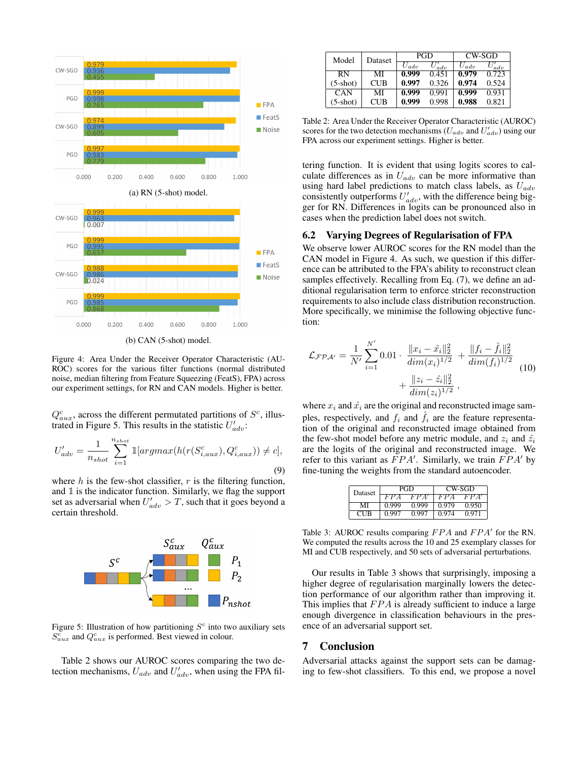(a) RN (5-shot) model.

(b) CAN (5-shot) model.

Figure 4: Area Under the Receiver Operator Characteristic (AUROC) scores for the various filter functions (normal distributed noise, median filtering from Feature Squeezing (FeatS), FPA) across our experiment settings, for RN and CAN models. Higher is better.

$Q^c_{aux}$, across the different permutated partitions of $S^c$, illustrated in Figure 5. This results in the statistic $U'_{adv}$:

$$U'_{adv} = \frac{1}{n_{shot}} \sum_{i=1}^{n_{shot}} \mathbb{1}[argmax(h(r(S^c_{i,aux}), Q^c_{i,aux})) \neq c], \tag{9}$$

where $h$ is the few-shot classifier, $r$ is the filtering function, and $\mathbb{1}$ is the indicator function. Similarly, we flag the support set as adversarial when $U'_{adv} > T$, such that it goes beyond a certain threshold.

Figure 5: Illustration of how partitioning $S^c$ into two auxiliary sets $S^c_{aux}$ and $Q^c_{aux}$ is performed. Best viewed in colour.

Table 2 shows our AUROC scores comparing the two detection mechanisms, $U_{adv}$ and $U'_{adv}$, when using the FPA filtering function. It is evident that using logits scores to calculate differences as in $U_{adv}$ can be more informative than using hard label predictions to match class labels, as $U_{adv}$ consistently outperforms $U'_{adv}$, with the difference being bigger for RN. Differences in logits can be pronounced also in cases when the prediction label does not switch.

| Model | Dataset | PGD | | CW-SGD | |
|---|---|---|---|---|---|
| | | $U_{adv}$ | $U'_{adv}$ | $U_{adv}$ | $U'_{adv}$ |
| RN (5-shot) | MI | **0.999** | 0.451 | **0.979** | 0.723 |
| | CUB | **0.997** | 0.326 | **0.974** | 0.524 |
| CAN (5-shot) | MI | **0.999** | 0.991 | **0.999** | 0.931 |
| | CUB | **0.999** | 0.998 | **0.988** | 0.821 |

Table 2: Area Under the Receiver Operator Characteristic (AUROC) scores for the two detection mechanisms ($U_{adv}$ and $U'_{adv}$) using our FPA across our experiment settings. Higher is better.

## 6.2 Varying Degrees of Regularisation of FPA

We observe lower AUROC scores for the RN model than the CAN model in Figure 4. As such, we question if this difference can be attributed to the FPA's ability to reconstruct clean samples effectively. Recalling from Eq. (7), we define an additional regularisation term to enforce stricter reconstruction requirements to also include class distribution reconstruction. More specifically, we minimise the following objective function:

$$\mathcal{L}_{\mathcal{FPA}'} = \frac{1}{N'} \sum_{i=1}^{N'} 0.01 \cdot \frac{\|x_i - \hat{x}_i\|_2^2}{dim(x_i)^{1/2}} + \frac{\|f_i - \hat{f}_i\|_2^2}{dim(f_i)^{1/2}} + \frac{\|z_i - \hat{z}_i\|_2^2}{dim(z_i)^{1/2}}, \tag{10}$$

where $x_i$ and $\hat{x}_i$ are the original and reconstructed image samples, respectively, and $f_i$ and $\hat{f}_i$ are the feature representation of the original and reconstructed image obtained from the few-shot model before any metric module, and $z_i$ and $\hat{z}_i$ are the logits of the original and reconstructed image. We refer to this variant as $FPA'$. Similarly, we train $FPA'$ by fine-tuning the weights from the standard autoencoder.

| Dataset | PGD | | CW-SGD | |
|---|---|---|---|---|
| | $FPA$ | $FPA'$ | $FPA$ | $FPA'$ |
| MI | 0.999 | 0.999 | 0.979 | 0.950 |
| CUB | 0.997 | 0.997 | 0.974 | 0.971 |

Table 3: AUROC results comparing $FPA$ and $FPA'$ for the RN. We computed the results across the 10 and 25 exemplary classes for MI and CUB respectively, and 50 sets of adversarial perturbations.

Our results in Table 3 shows that surprisingly, imposing a higher degree of regularisation marginally lowers the detection performance of our algorithm rather than improving it. This implies that $FPA$ is already sufficient to induce a large enough divergence in classification behaviours in the presence of an adversarial support set.

# 7 Conclusion

Adversarial attacks against the support sets can be damaging to few-shot classifiers. To this end, we propose a novel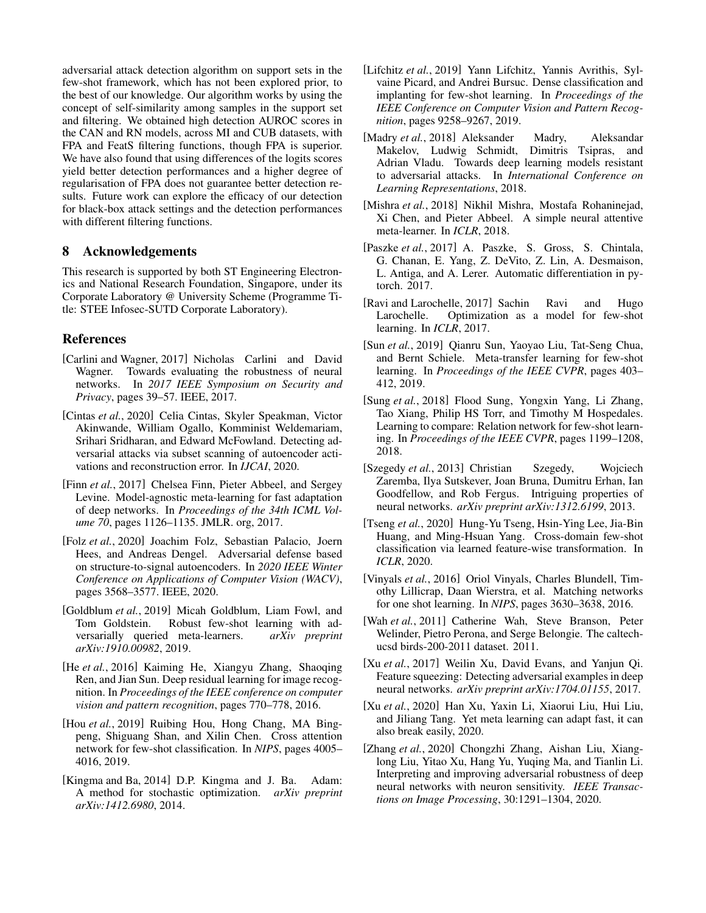adversarial attack detection algorithm on support sets in the few-shot framework, which has not been explored prior, to the best of our knowledge. Our algorithm works by using the concept of self-similarity among samples in the support set and filtering. We obtained high detection AUROC scores in the CAN and RN models, across MI and CUB datasets, with FPA and FeatS filtering functions, though FPA is superior. We have also found that using differences of the logits scores yield better detection performances and a higher degree of regularisation of FPA does not guarantee better detection results. Future work can explore the efficacy of our detection for black-box attack settings and the detection performances with different filtering functions.

## 8 Acknowledgements

This research is supported by both ST Engineering Electronics and National Research Foundation, Singapore, under its Corporate Laboratory @ University Scheme (Programme Title: STEE Infosec-SUTD Corporate Laboratory).

## References

[Carlini and Wagner, 2017] Nicholas Carlini and David Wagner. Towards evaluating the robustness of neural networks. In *2017 IEEE Symposium on Security and Privacy*, pages 39–57. IEEE, 2017.

[Cintas *et al.*, 2020] Celia Cintas, Skyler Speakman, Victor Akinwande, William Ogallo, Komminist Weldemariam, Srihari Sridharan, and Edward McFowland. Detecting adversarial attacks via subset scanning of autoencoder activations and reconstruction error. In *IJCAI*, 2020.

[Finn *et al.*, 2017] Chelsea Finn, Pieter Abbeel, and Sergey Levine. Model-agnostic meta-learning for fast adaptation of deep networks. In *Proceedings of the 34th ICML Volume 70*, pages 1126–1135. JMLR. org, 2017.

[Folz *et al.*, 2020] Joachim Folz, Sebastian Palacio, Joern Hees, and Andreas Dengel. Adversarial defense based on structure-to-signal autoencoders. In *2020 IEEE Winter Conference on Applications of Computer Vision (WACV)*, pages 3568–3577. IEEE, 2020.

[Goldblum *et al.*, 2019] Micah Goldblum, Liam Fowl, and Tom Goldstein. Robust few-shot learning with adversarially queried meta-learners. *arXiv preprint arXiv:1910.00982*, 2019.

[He *et al.*, 2016] Kaiming He, Xiangyu Zhang, Shaoqing Ren, and Jian Sun. Deep residual learning for image recognition. In *Proceedings of the IEEE conference on computer vision and pattern recognition*, pages 770–778, 2016.

[Hou *et al.*, 2019] Ruibing Hou, Hong Chang, MA Bingpeng, Shiguang Shan, and Xilin Chen. Cross attention network for few-shot classification. In *NIPS*, pages 4005–4016, 2019.

[Kingma and Ba, 2014] D.P. Kingma and J. Ba. Adam: A method for stochastic optimization. *arXiv preprint arXiv:1412.6980*, 2014.

[Lifchitz *et al.*, 2019] Yann Lifchitz, Yannis Avrithis, Sylvaine Picard, and Andrei Bursuc. Dense classification and implanting for few-shot learning. In *Proceedings of the IEEE Conference on Computer Vision and Pattern Recognition*, pages 9258–9267, 2019.

[Madry *et al.*, 2018] Aleksander Madry, Aleksandar Makelov, Ludwig Schmidt, Dimitris Tsipras, and Adrian Vladu. Towards deep learning models resistant to adversarial attacks. In *International Conference on Learning Representations*, 2018.

[Mishra *et al.*, 2018] Nikhil Mishra, Mostafa Rohaninejad, Xi Chen, and Pieter Abbeel. A simple neural attentive meta-learner. In *ICLR*, 2018.

[Paszke *et al.*, 2017] A. Paszke, S. Gross, S. Chintala, G. Chanan, E. Yang, Z. DeVito, Z. Lin, A. Desmaison, L. Antiga, and A. Lerer. Automatic differentiation in pytorch. 2017.

[Ravi and Larochelle, 2017] Sachin Ravi and Hugo Larochelle. Optimization as a model for few-shot learning. In *ICLR*, 2017.

[Sun *et al.*, 2019] Qianru Sun, Yaoyao Liu, Tat-Seng Chua, and Bernt Schiele. Meta-transfer learning for few-shot learning. In *Proceedings of the IEEE CVPR*, pages 403–412, 2019.

[Sung *et al.*, 2018] Flood Sung, Yongxin Yang, Li Zhang, Tao Xiang, Philip HS Torr, and Timothy M Hospedales. Learning to compare: Relation network for few-shot learning. In *Proceedings of the IEEE CVPR*, pages 1199–1208, 2018.

[Szegedy *et al.*, 2013] Christian Szegedy, Wojciech Zaremba, Ilya Sutskever, Joan Bruna, Dumitru Erhan, Ian Goodfellow, and Rob Fergus. Intriguing properties of neural networks. *arXiv preprint arXiv:1312.6199*, 2013.

[Tseng *et al.*, 2020] Hung-Yu Tseng, Hsin-Ying Lee, Jia-Bin Huang, and Ming-Hsuan Yang. Cross-domain few-shot classification via learned feature-wise transformation. In *ICLR*, 2020.

[Vinyals *et al.*, 2016] Oriol Vinyals, Charles Blundell, Timothy Lillicrap, Daan Wierstra, et al. Matching networks for one shot learning. In *NIPS*, pages 3630–3638, 2016.

[Wah *et al.*, 2011] Catherine Wah, Steve Branson, Peter Welinder, Pietro Perona, and Serge Belongie. The caltech-ucsd birds-200-2011 dataset. 2011.

[Xu *et al.*, 2017] Weilin Xu, David Evans, and Yanjun Qi. Feature squeezing: Detecting adversarial examples in deep neural networks. *arXiv preprint arXiv:1704.01155*, 2017.

[Xu *et al.*, 2020] Han Xu, Yaxin Li, Xiaorui Liu, Hui Liu, and Jiliang Tang. Yet meta learning can adapt fast, it can also break easily, 2020.

[Zhang *et al.*, 2020] Chongzhi Zhang, Aishan Liu, Xianglong Liu, Yitao Xu, Hang Yu, Yuqing Ma, and Tianlin Li. Interpreting and improving adversarial robustness of deep neural networks with neuron sensitivity. *IEEE Transactions on Image Processing*, 30:1291–1304, 2020.